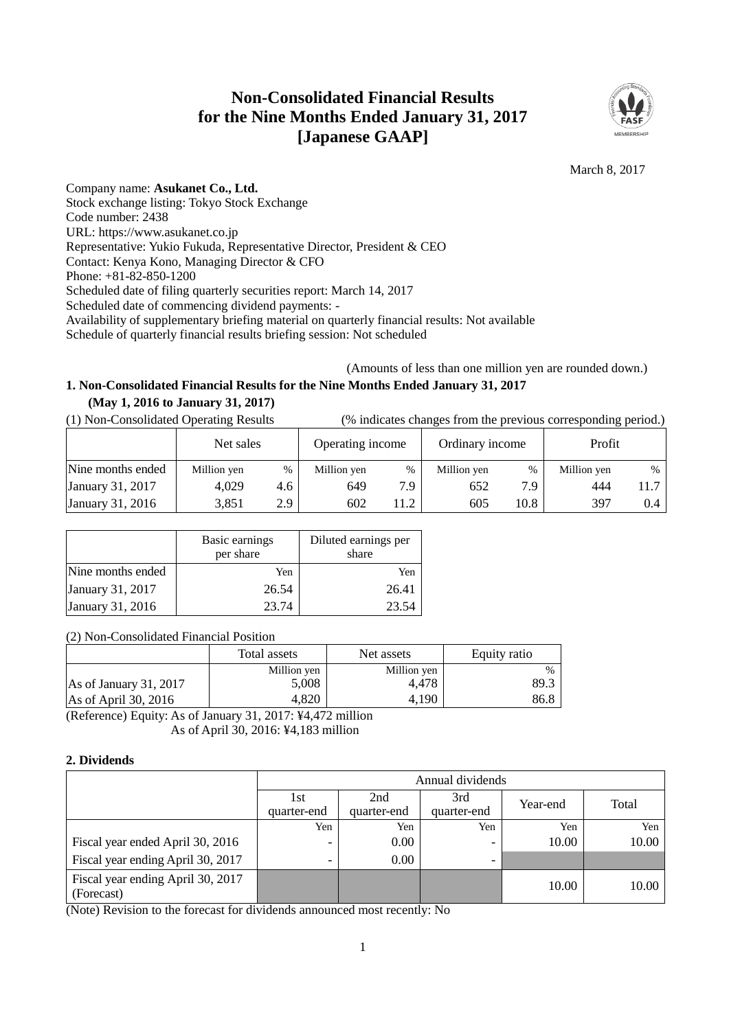# Non-Consolidated Financial Results for the Nine Months Ended January 31, 2017 [Japanese GAAP]

March 8, 2017

Company name: **Asukanet Co., Ltd.**
Stock exchange listing: Tokyo Stock Exchange
Code number: 2438
URL: https://www.asukanet.co.jp
Representative: Yukio Fukuda, Representative Director, President & CEO
Contact: Kenya Kono, Managing Director & CFO
Phone: +81-82-850-1200
Scheduled date of filing quarterly securities report: March 14, 2017
Scheduled date of commencing dividend payments: -
Availability of supplementary briefing material on quarterly financial results: Not available
Schedule of quarterly financial results briefing session: Not scheduled

(Amounts of less than one million yen are rounded down.)

## 1. Non-Consolidated Financial Results for the Nine Months Ended January 31, 2017 (May 1, 2016 to January 31, 2017)

(1) Non-Consolidated Operating Results (% indicates changes from the previous corresponding period.)

| | Net sales | | Operating income | | Ordinary income | | Profit | |
|---|---|---|---|---|---|---|---|---|
| Nine months ended | Million yen | % | Million yen | % | Million yen | % | Million yen | % |
| January 31, 2017 | 4,029 | 4.6 | 649 | 7.9 | 652 | 7.9 | 444 | 11.7 |
| January 31, 2016 | 3,851 | 2.9 | 602 | 11.2 | 605 | 10.8 | 397 | 0.4 |

| | Basic earnings per share | Diluted earnings per share |
|---|---|---|
| Nine months ended | Yen | Yen |
| January 31, 2017 | 26.54 | 26.41 |
| January 31, 2016 | 23.74 | 23.54 |

(2) Non-Consolidated Financial Position

| | Total assets | Net assets | Equity ratio |
|---|---|---|---|
| | Million yen | Million yen | % |
| As of January 31, 2017 | 5,008 | 4,478 | 89.3 |
| As of April 30, 2016 | 4,820 | 4,190 | 86.8 |

(Reference) Equity: As of January 31, 2017: ¥4,472 million
As of April 30, 2016: ¥4,183 million

## 2. Dividends

| | Annual dividends | | | | |
|---|---|---|---|---|---|
| | 1st quarter-end | 2nd quarter-end | 3rd quarter-end | Year-end | Total |
| | Yen | Yen | Yen | Yen | Yen |
| Fiscal year ended April 30, 2016 | - | 0.00 | - | 10.00 | 10.00 |
| Fiscal year ending April 30, 2017 | - | 0.00 | - | | |
| Fiscal year ending April 30, 2017 (Forecast) | | | | 10.00 | 10.00 |

(Note) Revision to the forecast for dividends announced most recently: No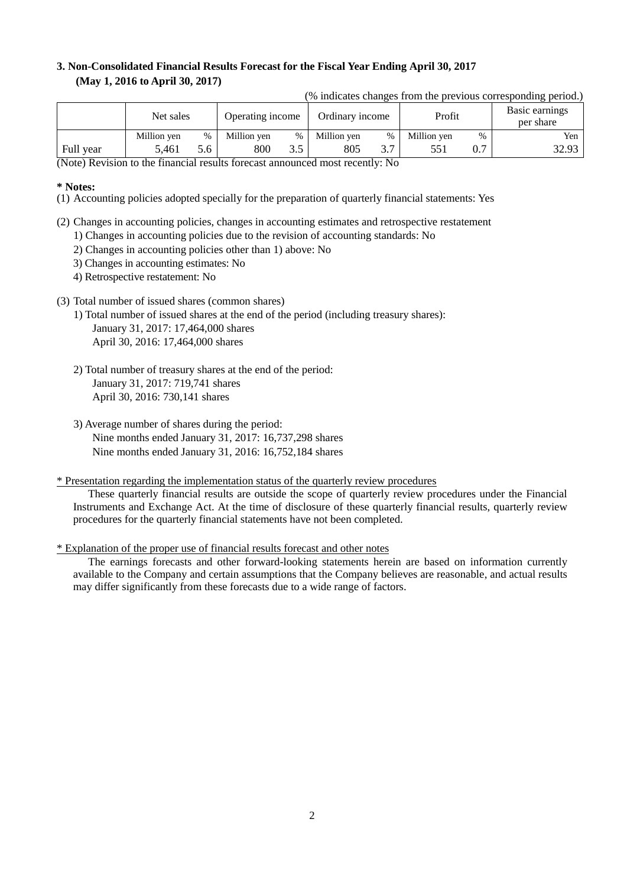### 3. Non-Consolidated Financial Results Forecast for the Fiscal Year Ending April 30, 2017 (May 1, 2016 to April 30, 2017)

(% indicates changes from the previous corresponding period.)

| | Net sales | | Operating income | | Ordinary income | | Profit | | Basic earnings per share |
|---|---|---|---|---|---|---|---|---|---|
| | Million yen | % | Million yen | % | Million yen | % | Million yen | % | Yen |
| Full year | 5,461 | 5.6 | 800 | 3.5 | 805 | 3.7 | 551 | 0.7 | 32.93 |

(Note) Revision to the financial results forecast announced most recently: No

**\* Notes:**

(1) Accounting policies adopted specially for the preparation of quarterly financial statements: Yes

(2) Changes in accounting policies, changes in accounting estimates and retrospective restatement

1) Changes in accounting policies due to the revision of accounting standards: No

2) Changes in accounting policies other than 1) above: No

3) Changes in accounting estimates: No

4) Retrospective restatement: No

(3) Total number of issued shares (common shares)

1) Total number of issued shares at the end of the period (including treasury shares):
January 31, 2017: 17,464,000 shares
April 30, 2016: 17,464,000 shares

2) Total number of treasury shares at the end of the period:
January 31, 2017: 719,741 shares
April 30, 2016: 730,141 shares

3) Average number of shares during the period:
Nine months ended January 31, 2017: 16,737,298 shares
Nine months ended January 31, 2016: 16,752,184 shares

\* Presentation regarding the implementation status of the quarterly review procedures

These quarterly financial results are outside the scope of quarterly review procedures under the Financial Instruments and Exchange Act. At the time of disclosure of these quarterly financial results, quarterly review procedures for the quarterly financial statements have not been completed.

\* Explanation of the proper use of financial results forecast and other notes

The earnings forecasts and other forward-looking statements herein are based on information currently available to the Company and certain assumptions that the Company believes are reasonable, and actual results may differ significantly from these forecasts due to a wide range of factors.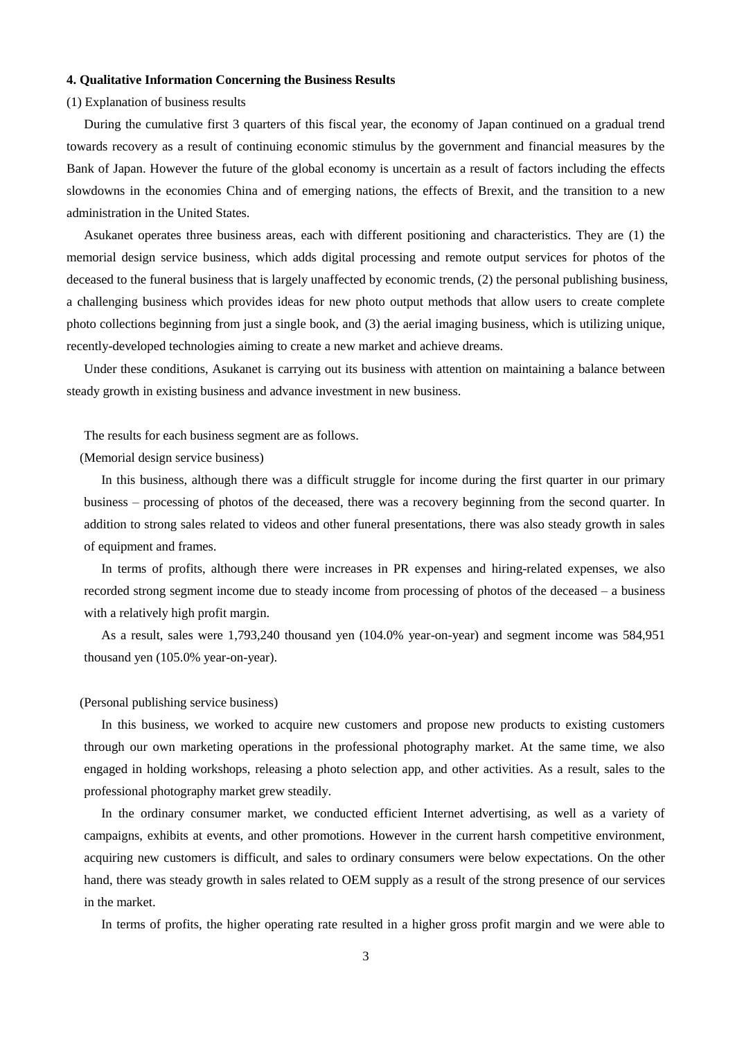#### 4. Qualitative Information Concerning the Business Results

(1) Explanation of business results

During the cumulative first 3 quarters of this fiscal year, the economy of Japan continued on a gradual trend towards recovery as a result of continuing economic stimulus by the government and financial measures by the Bank of Japan. However the future of the global economy is uncertain as a result of factors including the effects slowdowns in the economies China and of emerging nations, the effects of Brexit, and the transition to a new administration in the United States.

Asukanet operates three business areas, each with different positioning and characteristics. They are (1) the memorial design service business, which adds digital processing and remote output services for photos of the deceased to the funeral business that is largely unaffected by economic trends, (2) the personal publishing business, a challenging business which provides ideas for new photo output methods that allow users to create complete photo collections beginning from just a single book, and (3) the aerial imaging business, which is utilizing unique, recently-developed technologies aiming to create a new market and achieve dreams.

Under these conditions, Asukanet is carrying out its business with attention on maintaining a balance between steady growth in existing business and advance investment in new business.

The results for each business segment are as follows.

(Memorial design service business)

In this business, although there was a difficult struggle for income during the first quarter in our primary business – processing of photos of the deceased, there was a recovery beginning from the second quarter. In addition to strong sales related to videos and other funeral presentations, there was also steady growth in sales of equipment and frames.

In terms of profits, although there were increases in PR expenses and hiring-related expenses, we also recorded strong segment income due to steady income from processing of photos of the deceased – a business with a relatively high profit margin.

As a result, sales were 1,793,240 thousand yen (104.0% year-on-year) and segment income was 584,951 thousand yen (105.0% year-on-year).

(Personal publishing service business)

In this business, we worked to acquire new customers and propose new products to existing customers through our own marketing operations in the professional photography market. At the same time, we also engaged in holding workshops, releasing a photo selection app, and other activities. As a result, sales to the professional photography market grew steadily.

In the ordinary consumer market, we conducted efficient Internet advertising, as well as a variety of campaigns, exhibits at events, and other promotions. However in the current harsh competitive environment, acquiring new customers is difficult, and sales to ordinary consumers were below expectations. On the other hand, there was steady growth in sales related to OEM supply as a result of the strong presence of our services in the market.

In terms of profits, the higher operating rate resulted in a higher gross profit margin and we were able to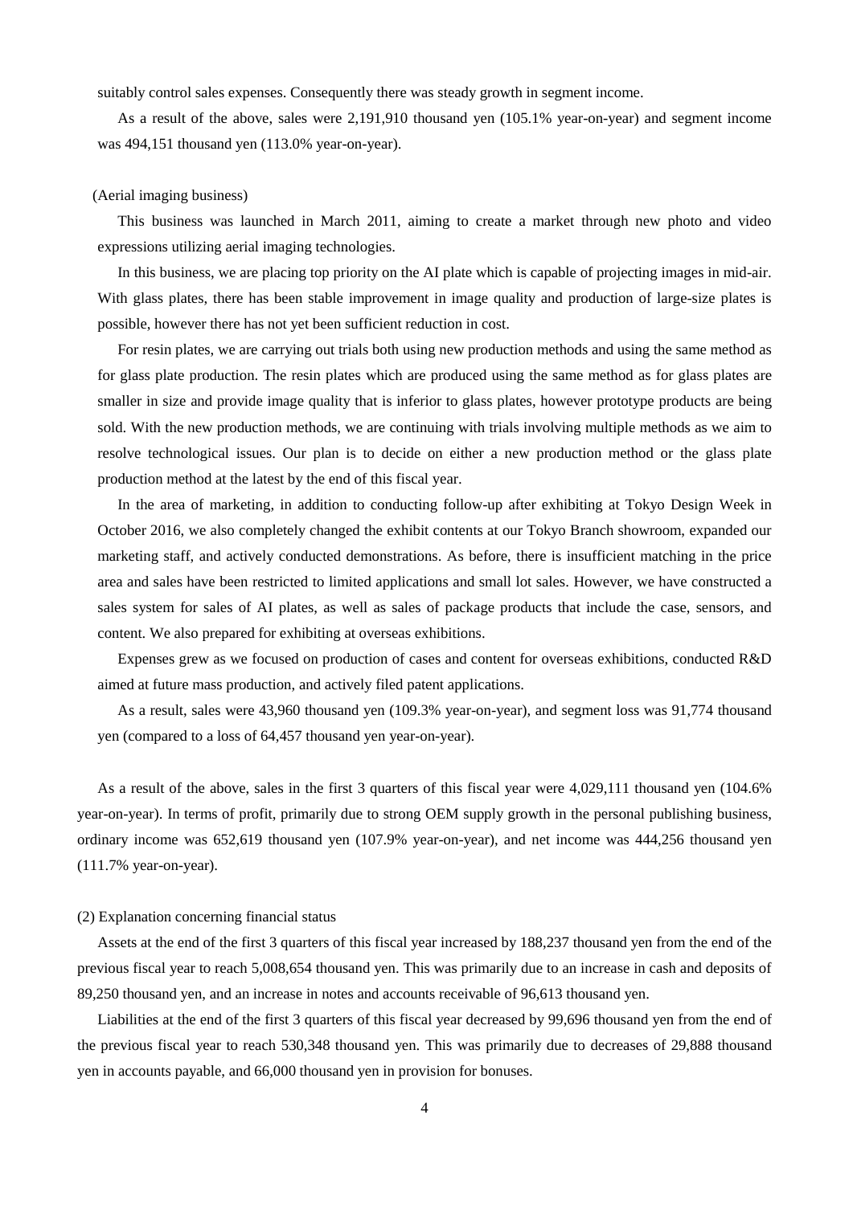suitably control sales expenses. Consequently there was steady growth in segment income.

As a result of the above, sales were 2,191,910 thousand yen (105.1% year-on-year) and segment income was 494,151 thousand yen (113.0% year-on-year).

(Aerial imaging business)

This business was launched in March 2011, aiming to create a market through new photo and video expressions utilizing aerial imaging technologies.

In this business, we are placing top priority on the AI plate which is capable of projecting images in mid-air. With glass plates, there has been stable improvement in image quality and production of large-size plates is possible, however there has not yet been sufficient reduction in cost.

For resin plates, we are carrying out trials both using new production methods and using the same method as for glass plate production. The resin plates which are produced using the same method as for glass plates are smaller in size and provide image quality that is inferior to glass plates, however prototype products are being sold. With the new production methods, we are continuing with trials involving multiple methods as we aim to resolve technological issues. Our plan is to decide on either a new production method or the glass plate production method at the latest by the end of this fiscal year.

In the area of marketing, in addition to conducting follow-up after exhibiting at Tokyo Design Week in October 2016, we also completely changed the exhibit contents at our Tokyo Branch showroom, expanded our marketing staff, and actively conducted demonstrations. As before, there is insufficient matching in the price area and sales have been restricted to limited applications and small lot sales. However, we have constructed a sales system for sales of AI plates, as well as sales of package products that include the case, sensors, and content. We also prepared for exhibiting at overseas exhibitions.

Expenses grew as we focused on production of cases and content for overseas exhibitions, conducted R&D aimed at future mass production, and actively filed patent applications.

As a result, sales were 43,960 thousand yen (109.3% year-on-year), and segment loss was 91,774 thousand yen (compared to a loss of 64,457 thousand yen year-on-year).

As a result of the above, sales in the first 3 quarters of this fiscal year were 4,029,111 thousand yen (104.6% year-on-year). In terms of profit, primarily due to strong OEM supply growth in the personal publishing business, ordinary income was 652,619 thousand yen (107.9% year-on-year), and net income was 444,256 thousand yen (111.7% year-on-year).

(2) Explanation concerning financial status

Assets at the end of the first 3 quarters of this fiscal year increased by 188,237 thousand yen from the end of the previous fiscal year to reach 5,008,654 thousand yen. This was primarily due to an increase in cash and deposits of 89,250 thousand yen, and an increase in notes and accounts receivable of 96,613 thousand yen.

Liabilities at the end of the first 3 quarters of this fiscal year decreased by 99,696 thousand yen from the end of the previous fiscal year to reach 530,348 thousand yen. This was primarily due to decreases of 29,888 thousand yen in accounts payable, and 66,000 thousand yen in provision for bonuses.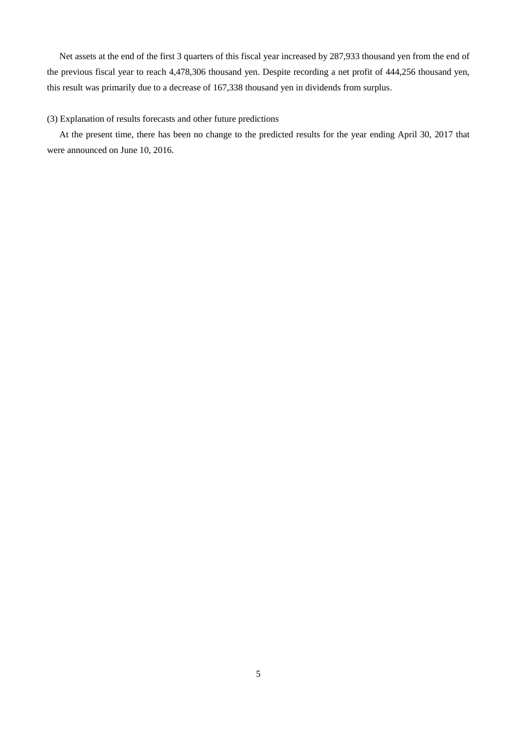Net assets at the end of the first 3 quarters of this fiscal year increased by 287,933 thousand yen from the end of the previous fiscal year to reach 4,478,306 thousand yen. Despite recording a net profit of 444,256 thousand yen, this result was primarily due to a decrease of 167,338 thousand yen in dividends from surplus.

(3) Explanation of results forecasts and other future predictions

At the present time, there has been no change to the predicted results for the year ending April 30, 2017 that were announced on June 10, 2016.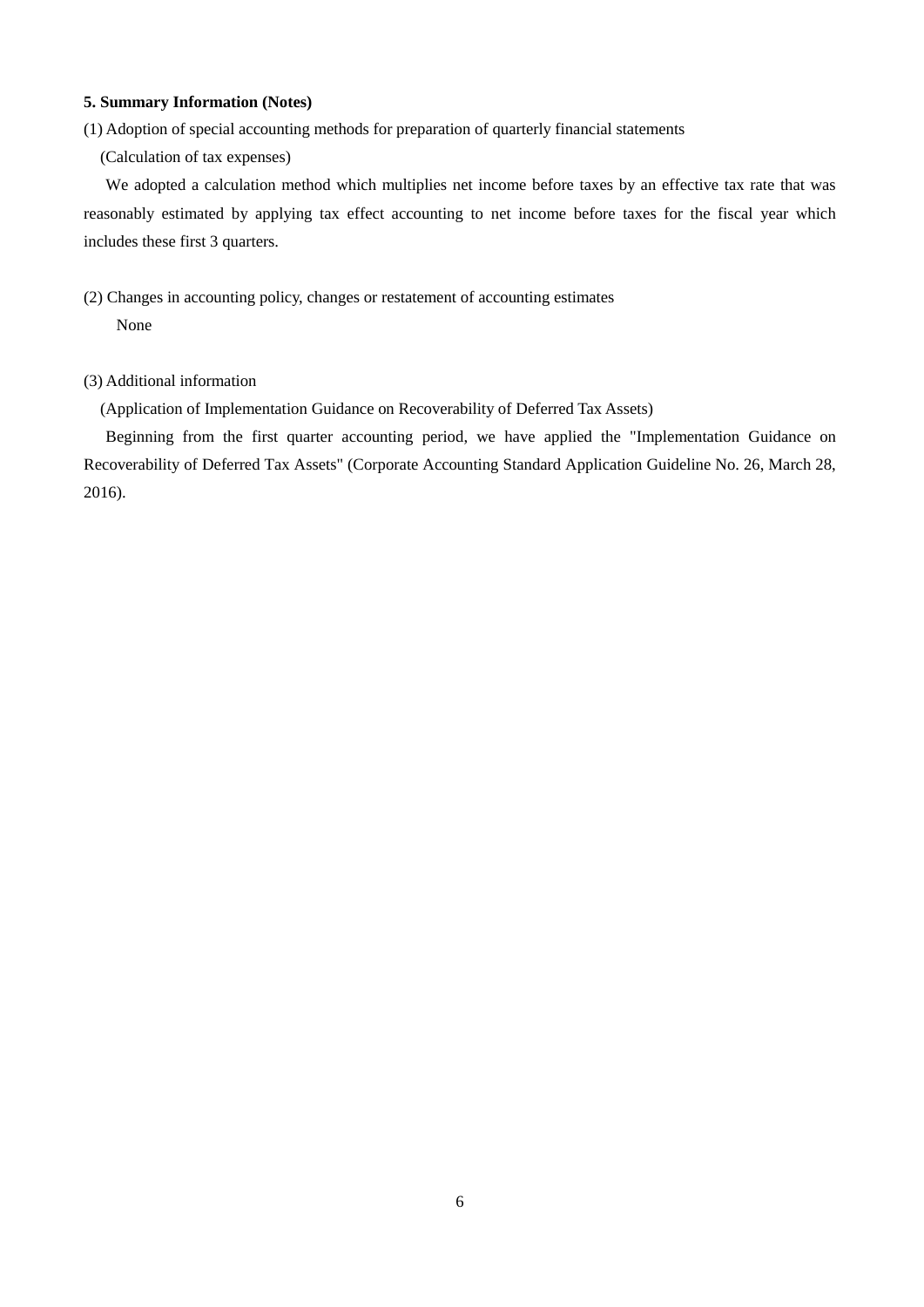**5. Summary Information (Notes)**

(1) Adoption of special accounting methods for preparation of quarterly financial statements

(Calculation of tax expenses)

We adopted a calculation method which multiplies net income before taxes by an effective tax rate that was reasonably estimated by applying tax effect accounting to net income before taxes for the fiscal year which includes these first 3 quarters.

(2) Changes in accounting policy, changes or restatement of accounting estimates

None

(3) Additional information

(Application of Implementation Guidance on Recoverability of Deferred Tax Assets)

Beginning from the first quarter accounting period, we have applied the "Implementation Guidance on Recoverability of Deferred Tax Assets" (Corporate Accounting Standard Application Guideline No. 26, March 28, 2016).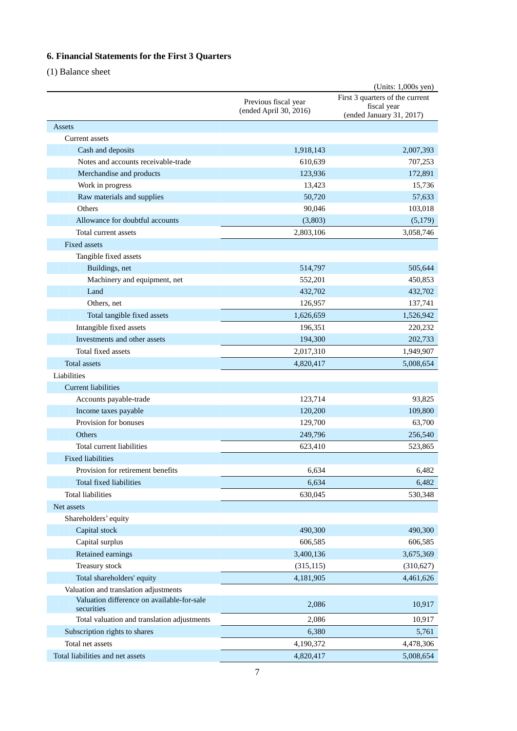## 6. Financial Statements for the First 3 Quarters

(1) Balance sheet

(Units: 1,000s yen)

| | Previous fiscal year (ended April 30, 2016) | First 3 quarters of the current fiscal year (ended January 31, 2017) |
|---|---|---|
| Assets | | |
| Current assets | | |
| Cash and deposits | 1,918,143 | 2,007,393 |
| Notes and accounts receivable-trade | 610,639 | 707,253 |
| Merchandise and products | 123,936 | 172,891 |
| Work in progress | 13,423 | 15,736 |
| Raw materials and supplies | 50,720 | 57,633 |
| Others | 90,046 | 103,018 |
| Allowance for doubtful accounts | (3,803) | (5,179) |
| Total current assets | 2,803,106 | 3,058,746 |
| Fixed assets | | |
| Tangible fixed assets | | |
| Buildings, net | 514,797 | 505,644 |
| Machinery and equipment, net | 552,201 | 450,853 |
| Land | 432,702 | 432,702 |
| Others, net | 126,957 | 137,741 |
| Total tangible fixed assets | 1,626,659 | 1,526,942 |
| Intangible fixed assets | 196,351 | 220,232 |
| Investments and other assets | 194,300 | 202,733 |
| Total fixed assets | 2,017,310 | 1,949,907 |
| Total assets | 4,820,417 | 5,008,654 |
| Liabilities | | |
| Current liabilities | | |
| Accounts payable-trade | 123,714 | 93,825 |
| Income taxes payable | 120,200 | 109,800 |
| Provision for bonuses | 129,700 | 63,700 |
| Others | 249,796 | 256,540 |
| Total current liabilities | 623,410 | 523,865 |
| Fixed liabilities | | |
| Provision for retirement benefits | 6,634 | 6,482 |
| Total fixed liabilities | 6,634 | 6,482 |
| Total liabilities | 630,045 | 530,348 |
| Net assets | | |
| Shareholders' equity | | |
| Capital stock | 490,300 | 490,300 |
| Capital surplus | 606,585 | 606,585 |
| Retained earnings | 3,400,136 | 3,675,369 |
| Treasury stock | (315,115) | (310,627) |
| Total shareholders' equity | 4,181,905 | 4,461,626 |
| Valuation and translation adjustments | | |
| Valuation difference on available-for-sale securities | 2,086 | 10,917 |
| Total valuation and translation adjustments | 2,086 | 10,917 |
| Subscription rights to shares | 6,380 | 5,761 |
| Total net assets | 4,190,372 | 4,478,306 |
| Total liabilities and net assets | 4,820,417 | 5,008,654 |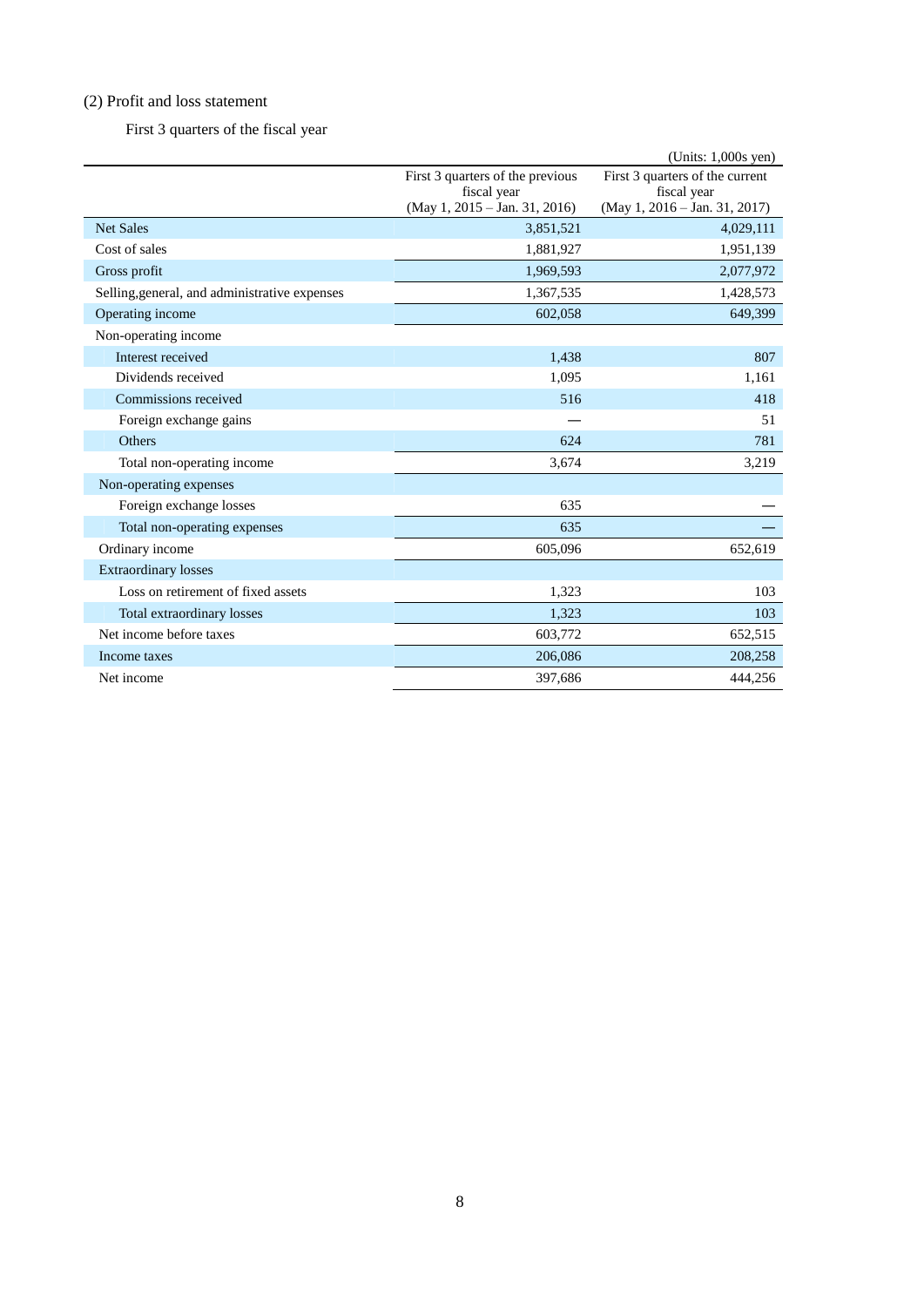## (2) Profit and loss statement

First 3 quarters of the fiscal year

(Units: 1,000s yen)

| | First 3 quarters of the previous fiscal year (May 1, 2015 – Jan. 31, 2016) | First 3 quarters of the current fiscal year (May 1, 2016 – Jan. 31, 2017) |
|---|---|---|
| Net Sales | 3,851,521 | 4,029,111 |
| Cost of sales | 1,881,927 | 1,951,139 |
| Gross profit | 1,969,593 | 2,077,972 |
| Selling,general, and administrative expenses | 1,367,535 | 1,428,573 |
| Operating income | 602,058 | 649,399 |
| Non-operating income | | |
| Interest received | 1,438 | 807 |
| Dividends received | 1,095 | 1,161 |
| Commissions received | 516 | 418 |
| Foreign exchange gains | — | 51 |
| Others | 624 | 781 |
| Total non-operating income | 3,674 | 3,219 |
| Non-operating expenses | | |
| Foreign exchange losses | 635 | — |
| Total non-operating expenses | 635 | — |
| Ordinary income | 605,096 | 652,619 |
| Extraordinary losses | | |
| Loss on retirement of fixed assets | 1,323 | 103 |
| Total extraordinary losses | 1,323 | 103 |
| Net income before taxes | 603,772 | 652,515 |
| Income taxes | 206,086 | 208,258 |
| Net income | 397,686 | 444,256 |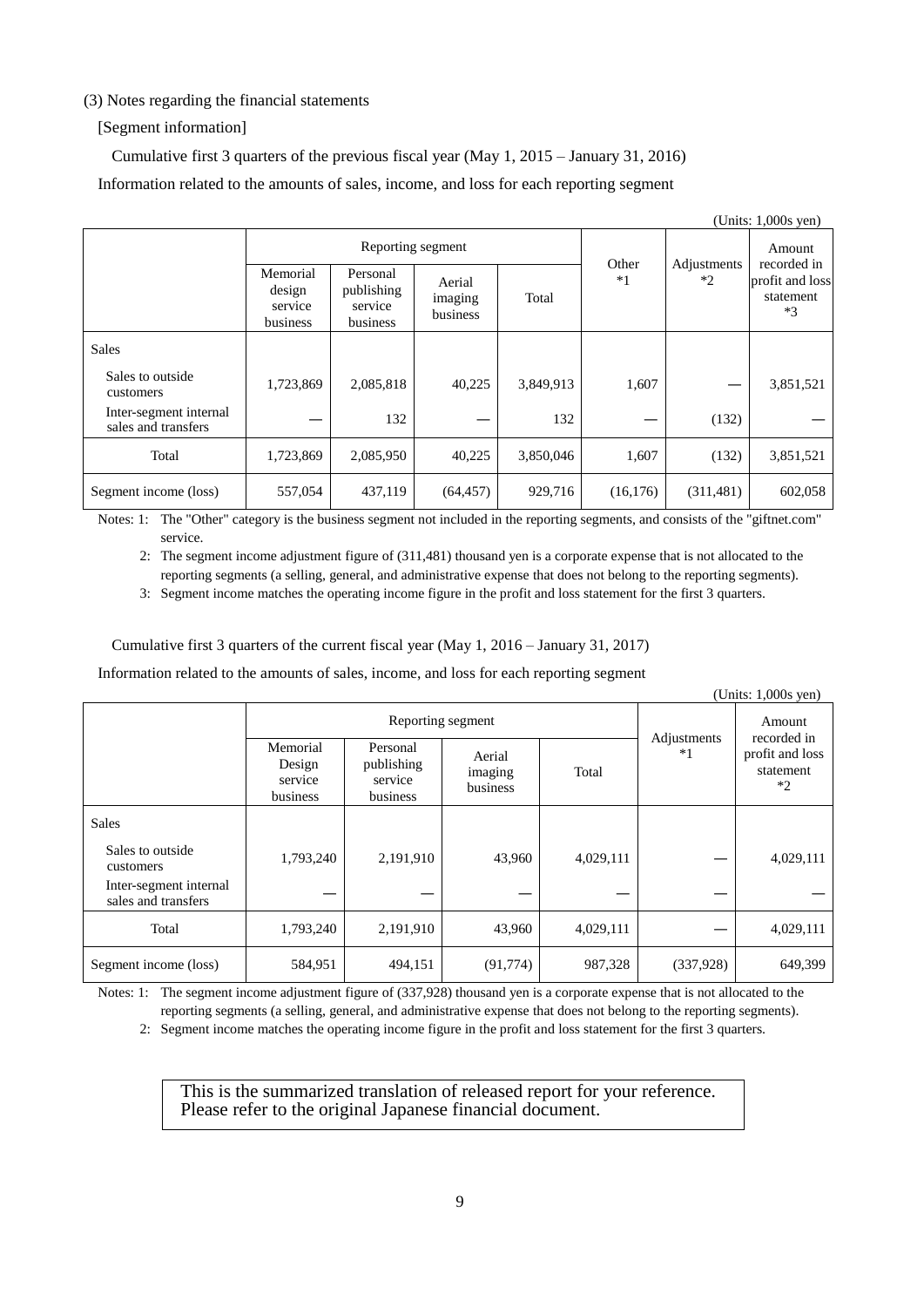(3) Notes regarding the financial statements

[Segment information]

Cumulative first 3 quarters of the previous fiscal year (May 1, 2015 – January 31, 2016)

Information related to the amounts of sales, income, and loss for each reporting segment

(Units: 1,000s yen)

| | Reporting segment | | | | Other *1 | Adjustments *2 | Amount recorded in profit and loss statement *3 |
|---|---|---|---|---|---|---|---|
| | Memorial design service business | Personal publishing service business | Aerial imaging business | Total | | | |
| Sales | | | | | | | |
| Sales to outside customers | 1,723,869 | 2,085,818 | 40,225 | 3,849,913 | 1,607 | — | 3,851,521 |
| Inter-segment internal sales and transfers | — | 132 | — | 132 | — | (132) | — |
| Total | 1,723,869 | 2,085,950 | 40,225 | 3,850,046 | 1,607 | (132) | 3,851,521 |
| Segment income (loss) | 557,054 | 437,119 | (64,457) | 929,716 | (16,176) | (311,481) | 602,058 |

Notes: 1: The "Other" category is the business segment not included in the reporting segments, and consists of the "giftnet.com" service.

2: The segment income adjustment figure of (311,481) thousand yen is a corporate expense that is not allocated to the reporting segments (a selling, general, and administrative expense that does not belong to the reporting segments).

3: Segment income matches the operating income figure in the profit and loss statement for the first 3 quarters.

Cumulative first 3 quarters of the current fiscal year (May 1, 2016 – January 31, 2017)

Information related to the amounts of sales, income, and loss for each reporting segment

(Units: 1,000s yen)

| | Reporting segment | | | | Adjustments *1 | Amount recorded in profit and loss statement *2 |
|---|---|---|---|---|---|---|
| | Memorial Design service business | Personal publishing service business | Aerial imaging business | Total | | |
| Sales | | | | | | |
| Sales to outside customers | 1,793,240 | 2,191,910 | 43,960 | 4,029,111 | — | 4,029,111 |
| Inter-segment internal sales and transfers | — | — | — | — | — | — |
| Total | 1,793,240 | 2,191,910 | 43,960 | 4,029,111 | — | 4,029,111 |
| Segment income (loss) | 584,951 | 494,151 | (91,774) | 987,328 | (337,928) | 649,399 |

Notes: 1: The segment income adjustment figure of (337,928) thousand yen is a corporate expense that is not allocated to the reporting segments (a selling, general, and administrative expense that does not belong to the reporting segments).

2: Segment income matches the operating income figure in the profit and loss statement for the first 3 quarters.

This is the summarized translation of released report for your reference.
Please refer to the original Japanese financial document.